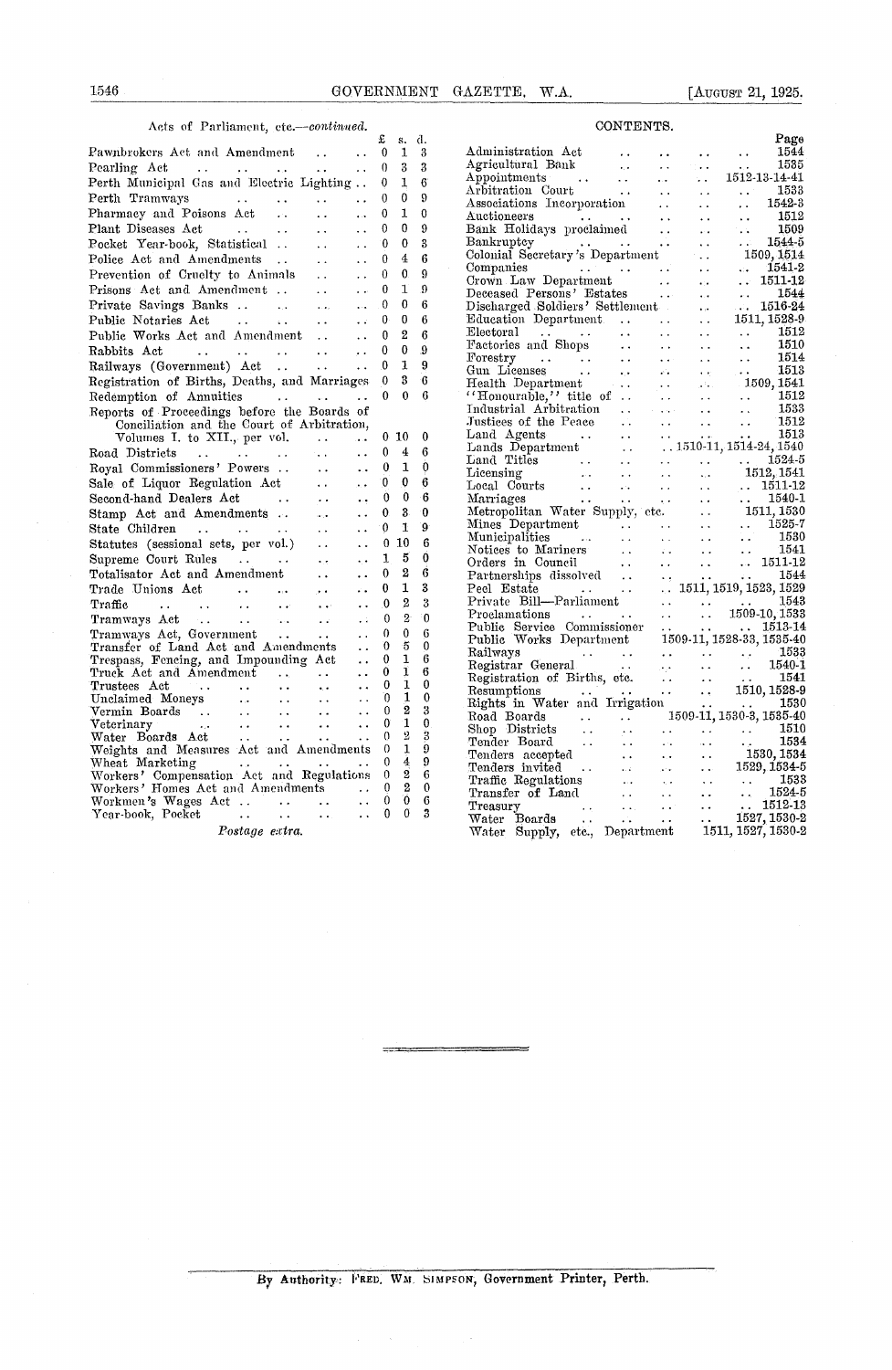Acts of Parliament, etc.—*continued*.

| | £ | s. | d. |
|---|---|---|---|
| Pawnbrokers Act and Amendment | 0 | 1 | 3 |
| Pearling Act | 0 | 3 | 3 |
| Perth Municipal Gas and Electric Lighting | 0 | 1 | 6 |
| Perth Tramways | 0 | 0 | 9 |
| Pharmacy and Poisons Act | 0 | 1 | 0 |
| Plant Diseases Act | 0 | 0 | 9 |
| Pocket Year-book, Statistical | 0 | 0 | 3 |
| Police Act and Amendments | 0 | 4 | 6 |
| Prevention of Cruelty to Animals | 0 | 0 | 9 |
| Prisons Act and Amendment | 0 | 1 | 9 |
| Private Savings Banks | 0 | 0 | 6 |
| Public Notaries Act | 0 | 0 | 6 |
| Public Works Act and Amendment | 0 | 2 | 6 |
| Rabbits Act | 0 | 0 | 9 |
| Railways (Government) Act | 0 | 1 | 9 |
| Registration of Births, Deaths, and Marriages | 0 | 3 | 6 |
| Redemption of Annuities | 0 | 0 | 6 |
| Reports of Proceedings before the Boards of Conciliation and the Court of Arbitration, Volumes I. to XII., per vol. | 0 | 10 | 0 |
| Road Districts | 0 | 4 | 6 |
| Royal Commissioners' Powers | 0 | 1 | 0 |
| Sale of Liquor Regulation Act | 0 | 0 | 6 |
| Second-hand Dealers Act | 0 | 0 | 6 |
| Stamp Act and Amendments | 0 | 3 | 0 |
| State Children | 0 | 1 | 9 |
| Statutes (sessional sets, per vol.) | 0 | 10 | 6 |
| Supreme Court Rules | 1 | 5 | 0 |
| Totalisator Act and Amendment | 0 | 2 | 6 |
| Trade Unions Act | 0 | 1 | 3 |
| Traffic | 0 | 2 | 3 |
| Tramways Act | 0 | 2 | 0 |
| Tramways Act, Government | 0 | 0 | 6 |
| Transfer of Land Act and Amendments | 0 | 5 | 0 |
| Trespass, Fencing, and Impounding Act | 0 | 1 | 6 |
| Truck Act and Amendment | 0 | 1 | 6 |
| Trustees Act | 0 | 1 | 0 |
| Unclaimed Moneys | 0 | 1 | 0 |
| Vermin Boards | 0 | 2 | 3 |
| Veterinary | 0 | 1 | 0 |
| Water Boards Act | 0 | 2 | 3 |
| Weights and Measures Act and Amendments | 0 | 1 | 9 |
| Wheat Marketing | 0 | 4 | 9 |
| Workers' Compensation Act and Regulations | 0 | 2 | 6 |
| Workers' Homes Act and Amendments | 0 | 2 | 0 |
| Workmen's Wages Act | 0 | 0 | 6 |
| Year-book, Pocket | 0 | 0 | 3 |

*Postage extra.*

## CONTENTS.

| | Page |
|---|---|
| Administration Act | 1544 |
| Agricultural Bank | 1535 |
| Appointments | 1512-13-14-41 |
| Arbitration Court | 1533 |
| Associations Incorporation | 1542-3 |
| Auctioneers | 1512 |
| Bank Holidays proclaimed | 1509 |
| Bankruptcy | 1544-5 |
| Colonial Secretary's Department | 1509, 1514 |
| Companies | 1541-2 |
| Crown Law Department | 1511-12 |
| Deceased Persons' Estates | 1544 |
| Discharged Soldiers' Settlement | 1516-24 |
| Education Department | 1511, 1528-9 |
| Electoral | 1512 |
| Factories and Shops | 1510 |
| Forestry | 1514 |
| Gun Licenses | 1513 |
| Health Department | 1509, 1541 |
| "Honourable," title of | 1512 |
| Industrial Arbitration | 1533 |
| Justices of the Peace | 1512 |
| Land Agents | 1513 |
| Lands Department | 1510-11, 1514-24, 1540 |
| Land Titles | 1524-5 |
| Licensing | 1512, 1541 |
| Local Courts | 1511-12 |
| Marriages | 1540-1 |
| Metropolitan Water Supply, etc. | 1511, 1530 |
| Mines Department | 1525-7 |
| Municipalities | 1530 |
| Notices to Mariners | 1541 |
| Orders in Council | 1511-12 |
| Partnerships dissolved | 1544 |
| Peel Estate | 1511, 1519, 1523, 1529 |
| Private Bill—Parliament | 1543 |
| Proclamations | 1509-10, 1533 |
| Public Service Commissioner | 1513-14 |
| Public Works Department | 1509-11, 1528-33, 1535-40 |
| Railways | 1533 |
| Registrar General | 1540-1 |
| Registration of Births, etc. | 1541 |
| Resumptions | 1510, 1528-9 |
| Rights in Water and Irrigation | 1530 |
| Road Boards | 1509-11, 1530-3, 1535-40 |
| Shop Districts | 1510 |
| Tender Board | 1534 |
| Tenders accepted | 1530, 1534 |
| Tenders invited | 1529, 1534-5 |
| Traffic Regulations | 1533 |
| Transfer of Land | 1524-5 |
| Treasury | 1512-13 |
| Water Boards | 1527, 1530-2 |
| Water Supply, etc., Department | 1511, 1527, 1530-2 |

By Authority: FRED. WM. SIMPSON, Government Printer, Perth.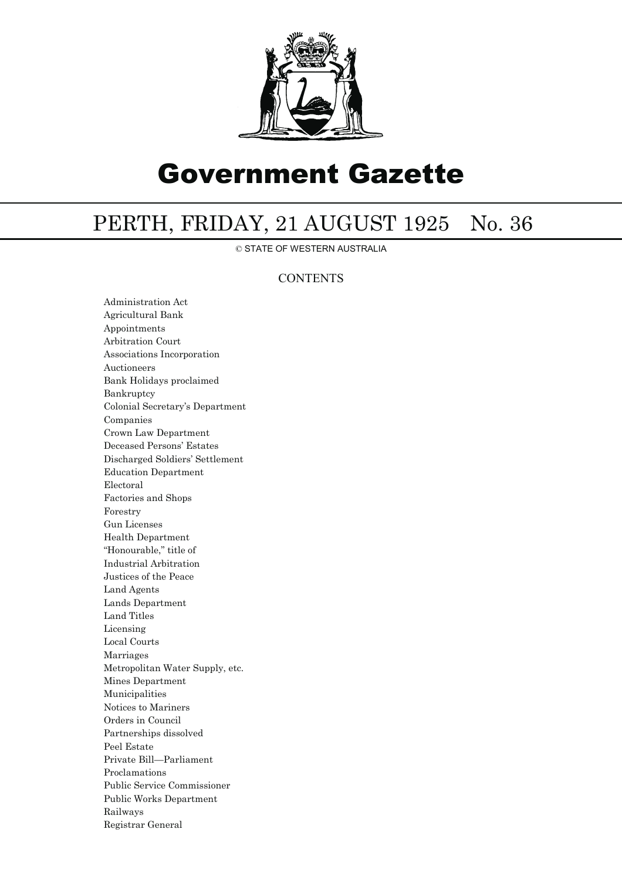# Government Gazette

## PERTH, FRIDAY, 21 AUGUST 1925 No. 36

© STATE OF WESTERN AUSTRALIA

### CONTENTS

Administration Act
Agricultural Bank
Appointments
Arbitration Court
Associations Incorporation
Auctioneers
Bank Holidays proclaimed
Bankruptcy
Colonial Secretary's Department
Companies
Crown Law Department
Deceased Persons' Estates
Discharged Soldiers' Settlement
Education Department
Electoral
Factories and Shops
Forestry
Gun Licenses
Health Department
"Honourable," title of
Industrial Arbitration
Justices of the Peace
Land Agents
Lands Department
Land Titles
Licensing
Local Courts
Marriages
Metropolitan Water Supply, etc.
Mines Department
Municipalities
Notices to Mariners
Orders in Council
Partnerships dissolved
Peel Estate
Private Bill—Parliament
Proclamations
Public Service Commissioner
Public Works Department
Railways
Registrar General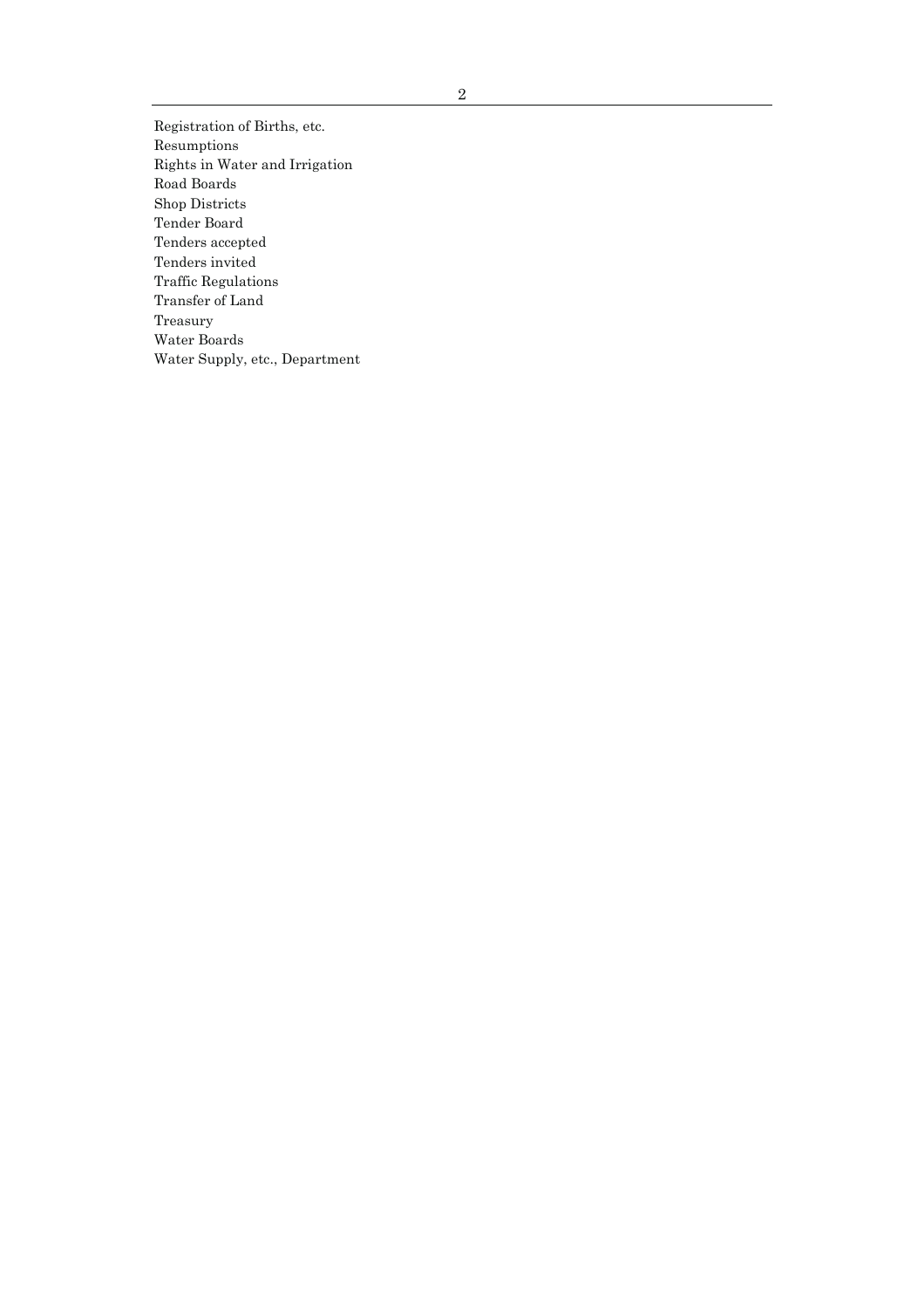Registration of Births, etc.
Resumptions
Rights in Water and Irrigation
Road Boards
Shop Districts
Tender Board
Tenders accepted
Tenders invited
Traffic Regulations
Transfer of Land
Treasury
Water Boards
Water Supply, etc., Department